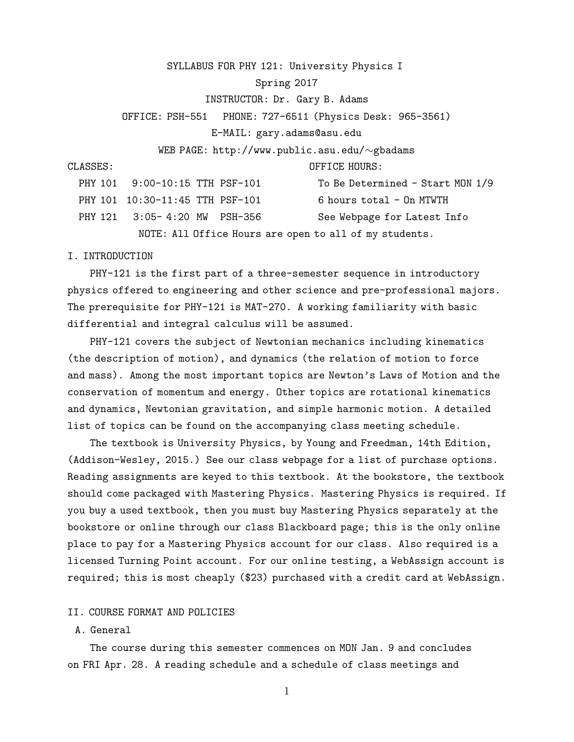# SYLLABUS FOR PHY 121: University Physics I

Spring 2017

INSTRUCTOR: Dr. Gary B. Adams

OFFICE: PSH-551 PHONE: 727-6511 (Physics Desk: 965-3561)

E-MAIL: gary.adams@asu.edu

WEB PAGE: http://www.public.asu.edu/∼gbadams

| CLASSES: | | | | OFFICE HOURS: |
|---|---|---|---|---|
| PHY 101 | 9:00-10:15 | TTH | PSF-101 | To Be Determined - Start MON 1/9 |
| PHY 101 | 10:30-11:45 | TTH | PSF-101 | 6 hours total - On MTWTH |
| PHY 121 | 3:05- 4:20 | MW | PSH-356 | See Webpage for Latest Info |

NOTE: All Office Hours are open to all of my students.

## I. INTRODUCTION

PHY-121 is the first part of a three-semester sequence in introductory physics offered to engineering and other science and pre-professional majors. The prerequisite for PHY-121 is MAT-270. A working familiarity with basic differential and integral calculus will be assumed.

PHY-121 covers the subject of Newtonian mechanics including kinematics (the description of motion), and dynamics (the relation of motion to force and mass). Among the most important topics are Newton's Laws of Motion and the conservation of momentum and energy. Other topics are rotational kinematics and dynamics, Newtonian gravitation, and simple harmonic motion. A detailed list of topics can be found on the accompanying class meeting schedule.

The textbook is University Physics, by Young and Freedman, 14th Edition, (Addison-Wesley, 2015.) See our class webpage for a list of purchase options. Reading assignments are keyed to this textbook. At the bookstore, the textbook should come packaged with Mastering Physics. Mastering Physics is required. If you buy a used textbook, then you must buy Mastering Physics separately at the bookstore or online through our class Blackboard page; this is the only online place to pay for a Mastering Physics account for our class. Also required is a licensed Turning Point account. For our online testing, a WebAssign account is required; this is most cheaply ($23) purchased with a credit card at WebAssign.

## II. COURSE FORMAT AND POLICIES

### A. General

The course during this semester commences on MON Jan. 9 and concludes on FRI Apr. 28. A reading schedule and a schedule of class meetings and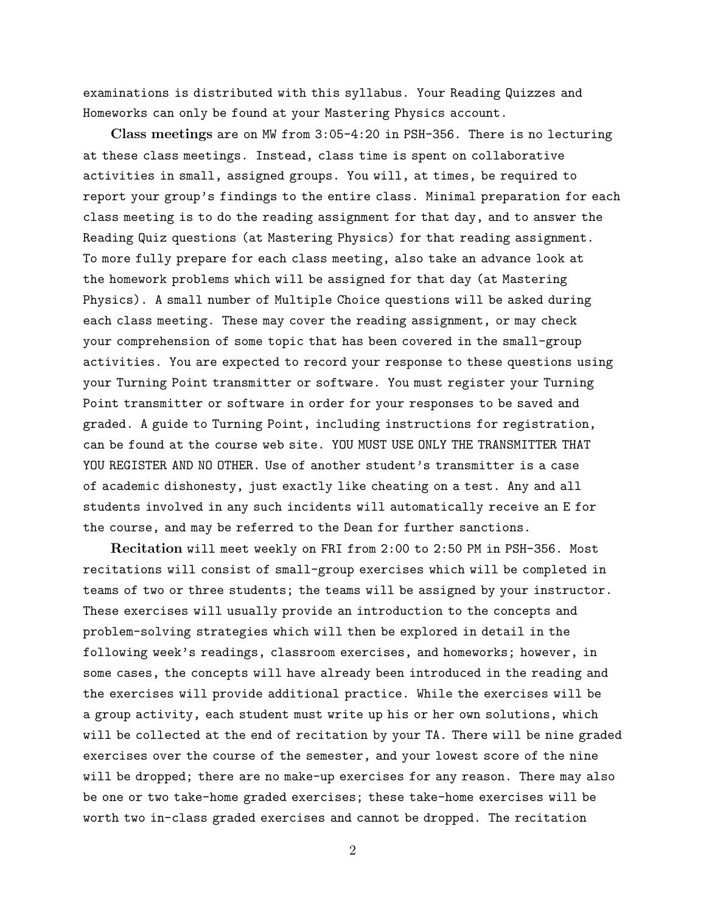examinations is distributed with this syllabus. Your Reading Quizzes and Homeworks can only be found at your Mastering Physics account.

**Class meetings** are on MW from 3:05-4:20 in PSH-356. There is no lecturing at these class meetings. Instead, class time is spent on collaborative activities in small, assigned groups. You will, at times, be required to report your group's findings to the entire class. Minimal preparation for each class meeting is to do the reading assignment for that day, and to answer the Reading Quiz questions (at Mastering Physics) for that reading assignment. To more fully prepare for each class meeting, also take an advance look at the homework problems which will be assigned for that day (at Mastering Physics). A small number of Multiple Choice questions will be asked during each class meeting. These may cover the reading assignment, or may check your comprehension of some topic that has been covered in the small-group activities. You are expected to record your response to these questions using your Turning Point transmitter or software. You must register your Turning Point transmitter or software in order for your responses to be saved and graded. A guide to Turning Point, including instructions for registration, can be found at the course web site. YOU MUST USE ONLY THE TRANSMITTER THAT YOU REGISTER AND NO OTHER. Use of another student's transmitter is a case of academic dishonesty, just exactly like cheating on a test. Any and all students involved in any such incidents will automatically receive an E for the course, and may be referred to the Dean for further sanctions.

**Recitation** will meet weekly on FRI from 2:00 to 2:50 PM in PSH-356. Most recitations will consist of small-group exercises which will be completed in teams of two or three students; the teams will be assigned by your instructor. These exercises will usually provide an introduction to the concepts and problem-solving strategies which will then be explored in detail in the following week's readings, classroom exercises, and homeworks; however, in some cases, the concepts will have already been introduced in the reading and the exercises will provide additional practice. While the exercises will be a group activity, each student must write up his or her own solutions, which will be collected at the end of recitation by your TA. There will be nine graded exercises over the course of the semester, and your lowest score of the nine will be dropped; there are no make-up exercises for any reason. There may also be one or two take-home graded exercises; these take-home exercises will be worth two in-class graded exercises and cannot be dropped. The recitation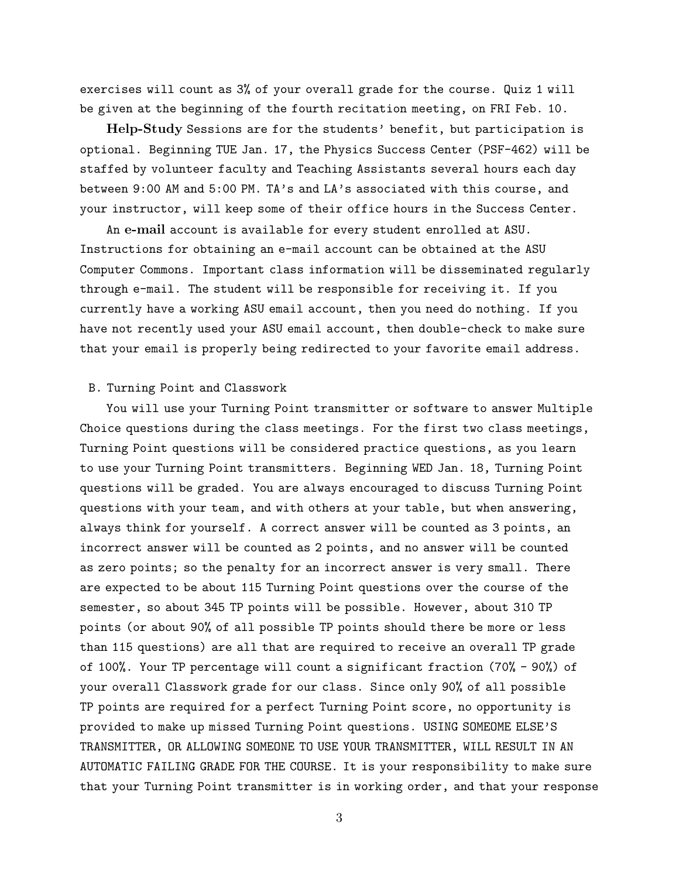exercises will count as 3% of your overall grade for the course. Quiz 1 will be given at the beginning of the fourth recitation meeting, on FRI Feb. 10.

**Help-Study** Sessions are for the students' benefit, but participation is optional. Beginning TUE Jan. 17, the Physics Success Center (PSF-462) will be staffed by volunteer faculty and Teaching Assistants several hours each day between 9:00 AM and 5:00 PM. TA's and LA's associated with this course, and your instructor, will keep some of their office hours in the Success Center.

An **e-mail** account is available for every student enrolled at ASU. Instructions for obtaining an e-mail account can be obtained at the ASU Computer Commons. Important class information will be disseminated regularly through e-mail. The student will be responsible for receiving it. If you currently have a working ASU email account, then you need do nothing. If you have not recently used your ASU email account, then double-check to make sure that your email is properly being redirected to your favorite email address.

B. Turning Point and Classwork

You will use your Turning Point transmitter or software to answer Multiple Choice questions during the class meetings. For the first two class meetings, Turning Point questions will be considered practice questions, as you learn to use your Turning Point transmitters. Beginning WED Jan. 18, Turning Point questions will be graded. You are always encouraged to discuss Turning Point questions with your team, and with others at your table, but when answering, always think for yourself. A correct answer will be counted as 3 points, an incorrect answer will be counted as 2 points, and no answer will be counted as zero points; so the penalty for an incorrect answer is very small. There are expected to be about 115 Turning Point questions over the course of the semester, so about 345 TP points will be possible. However, about 310 TP points (or about 90% of all possible TP points should there be more or less than 115 questions) are all that are required to receive an overall TP grade of 100%. Your TP percentage will count a significant fraction (70% - 90%) of your overall Classwork grade for our class. Since only 90% of all possible TP points are required for a perfect Turning Point score, no opportunity is provided to make up missed Turning Point questions. USING SOMEOME ELSE'S TRANSMITTER, OR ALLOWING SOMEONE TO USE YOUR TRANSMITTER, WILL RESULT IN AN AUTOMATIC FAILING GRADE FOR THE COURSE. It is your responsibility to make sure that your Turning Point transmitter is in working order, and that your response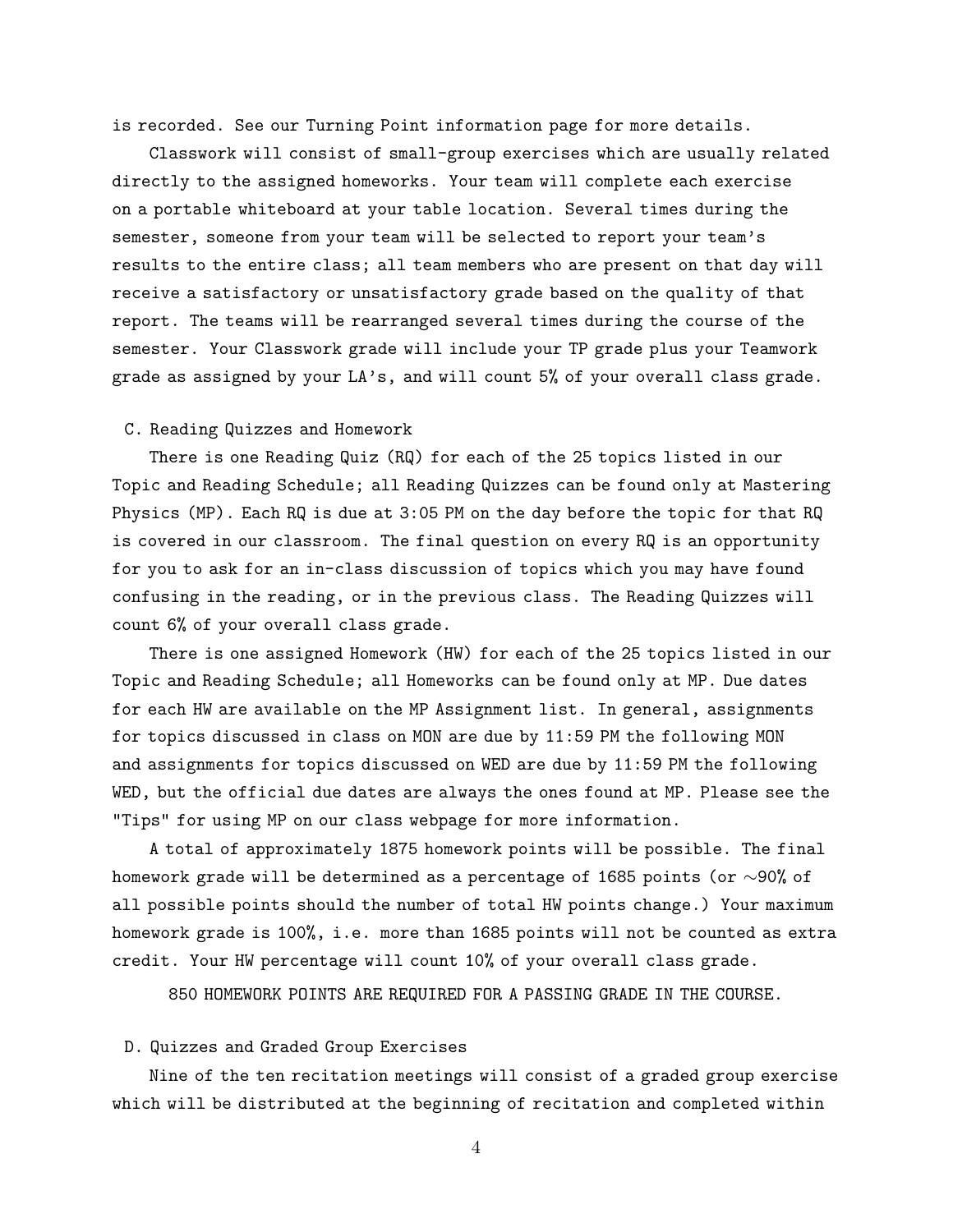is recorded. See our Turning Point information page for more details.

Classwork will consist of small-group exercises which are usually related directly to the assigned homeworks. Your team will complete each exercise on a portable whiteboard at your table location. Several times during the semester, someone from your team will be selected to report your team's results to the entire class; all team members who are present on that day will receive a satisfactory or unsatisfactory grade based on the quality of that report. The teams will be rearranged several times during the course of the semester. Your Classwork grade will include your TP grade plus your Teamwork grade as assigned by your LA's, and will count 5% of your overall class grade.

### C. Reading Quizzes and Homework

There is one Reading Quiz (RQ) for each of the 25 topics listed in our Topic and Reading Schedule; all Reading Quizzes can be found only at Mastering Physics (MP). Each RQ is due at 3:05 PM on the day before the topic for that RQ is covered in our classroom. The final question on every RQ is an opportunity for you to ask for an in-class discussion of topics which you may have found confusing in the reading, or in the previous class. The Reading Quizzes will count 6% of your overall class grade.

There is one assigned Homework (HW) for each of the 25 topics listed in our Topic and Reading Schedule; all Homeworks can be found only at MP. Due dates for each HW are available on the MP Assignment list. In general, assignments for topics discussed in class on MON are due by 11:59 PM the following MON and assignments for topics discussed on WED are due by 11:59 PM the following WED, but the official due dates are always the ones found at MP. Please see the "Tips" for using MP on our class webpage for more information.

A total of approximately 1875 homework points will be possible. The final homework grade will be determined as a percentage of 1685 points (or $\sim$90% of all possible points should the number of total HW points change.) Your maximum homework grade is 100%, i.e. more than 1685 points will not be counted as extra credit. Your HW percentage will count 10% of your overall class grade.

850 HOMEWORK POINTS ARE REQUIRED FOR A PASSING GRADE IN THE COURSE.

### D. Quizzes and Graded Group Exercises

Nine of the ten recitation meetings will consist of a graded group exercise which will be distributed at the beginning of recitation and completed within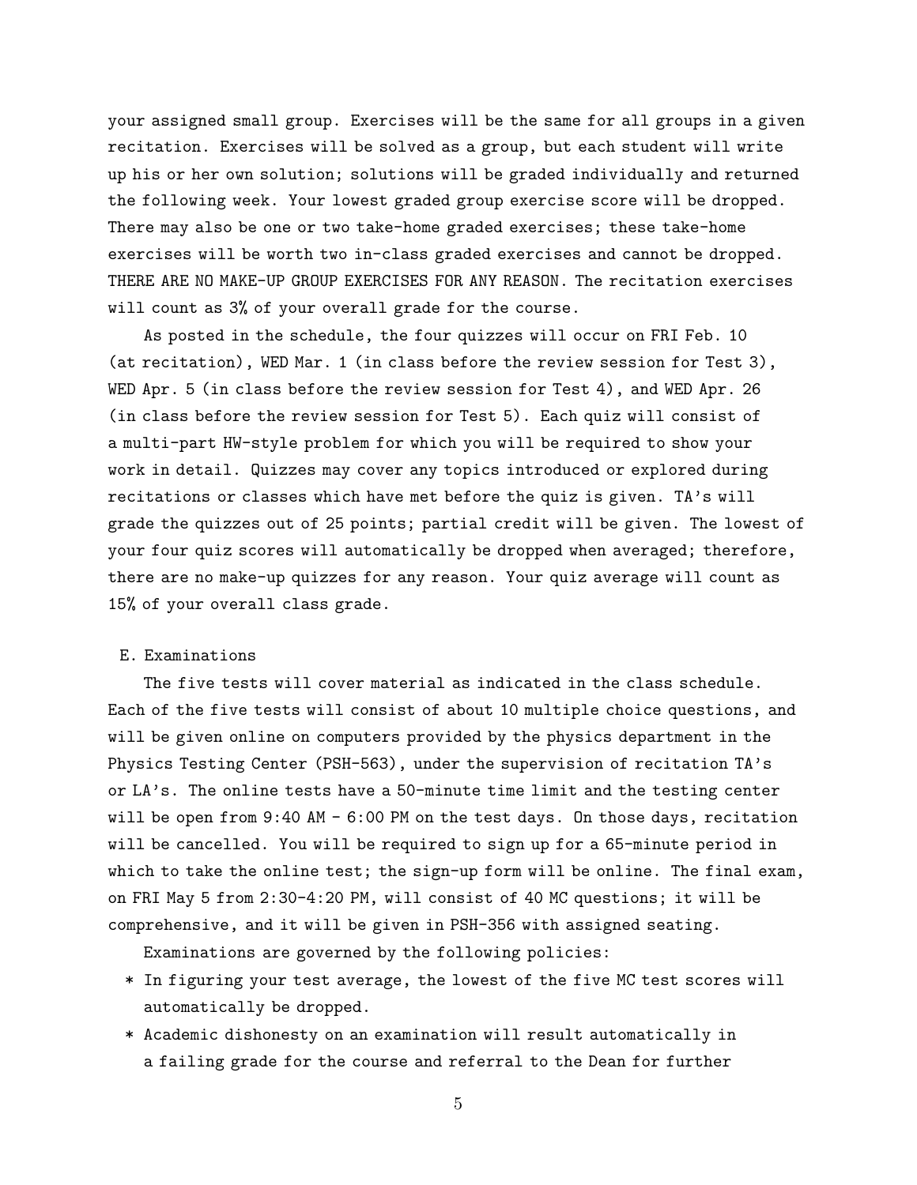your assigned small group. Exercises will be the same for all groups in a given recitation. Exercises will be solved as a group, but each student will write up his or her own solution; solutions will be graded individually and returned the following week. Your lowest graded group exercise score will be dropped. There may also be one or two take-home graded exercises; these take-home exercises will be worth two in-class graded exercises and cannot be dropped. THERE ARE NO MAKE-UP GROUP EXERCISES FOR ANY REASON. The recitation exercises will count as 3% of your overall grade for the course.

As posted in the schedule, the four quizzes will occur on FRI Feb. 10 (at recitation), WED Mar. 1 (in class before the review session for Test 3), WED Apr. 5 (in class before the review session for Test 4), and WED Apr. 26 (in class before the review session for Test 5). Each quiz will consist of a multi-part HW-style problem for which you will be required to show your work in detail. Quizzes may cover any topics introduced or explored during recitations or classes which have met before the quiz is given. TA's will grade the quizzes out of 25 points; partial credit will be given. The lowest of your four quiz scores will automatically be dropped when averaged; therefore, there are no make-up quizzes for any reason. Your quiz average will count as 15% of your overall class grade.

E. Examinations

The five tests will cover material as indicated in the class schedule. Each of the five tests will consist of about 10 multiple choice questions, and will be given online on computers provided by the physics department in the Physics Testing Center (PSH-563), under the supervision of recitation TA's or LA's. The online tests have a 50-minute time limit and the testing center will be open from 9:40 AM - 6:00 PM on the test days. On those days, recitation will be cancelled. You will be required to sign up for a 65-minute period in which to take the online test; the sign-up form will be online. The final exam, on FRI May 5 from 2:30-4:20 PM, will consist of 40 MC questions; it will be comprehensive, and it will be given in PSH-356 with assigned seating.

Examinations are governed by the following policies:

* In figuring your test average, the lowest of the five MC test scores will automatically be dropped.
* Academic dishonesty on an examination will result automatically in a failing grade for the course and referral to the Dean for further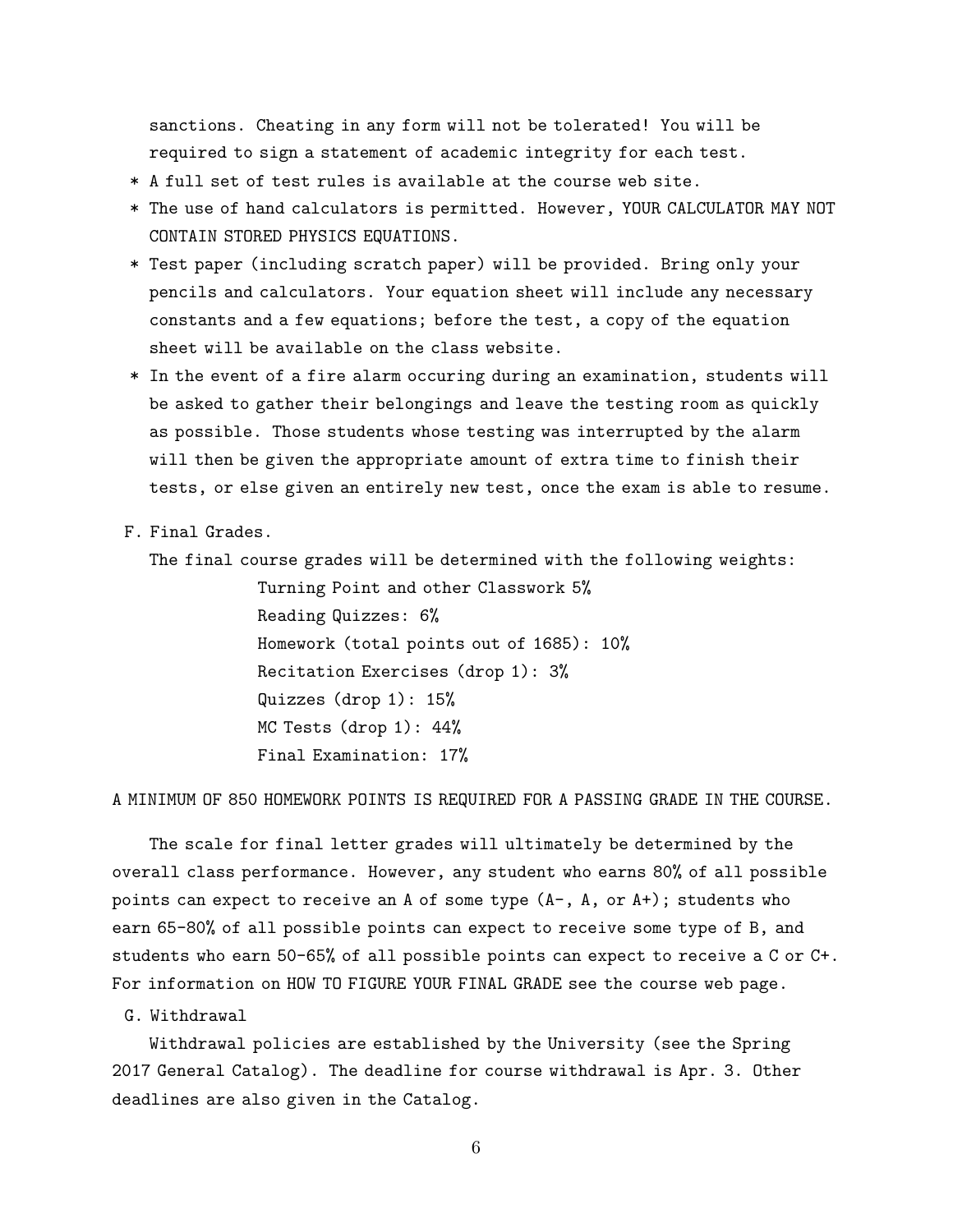sanctions. Cheating in any form will not be tolerated! You will be required to sign a statement of academic integrity for each test.

* A full set of test rules is available at the course web site.
* The use of hand calculators is permitted. However, YOUR CALCULATOR MAY NOT CONTAIN STORED PHYSICS EQUATIONS.
* Test paper (including scratch paper) will be provided. Bring only your pencils and calculators. Your equation sheet will include any necessary constants and a few equations; before the test, a copy of the equation sheet will be available on the class website.
* In the event of a fire alarm occuring during an examination, students will be asked to gather their belongings and leave the testing room as quickly as possible. Those students whose testing was interrupted by the alarm will then be given the appropriate amount of extra time to finish their tests, or else given an entirely new test, once the exam is able to resume.

F. Final Grades.

The final course grades will be determined with the following weights:

Turning Point and other Classwork 5%
Reading Quizzes: 6%
Homework (total points out of 1685): 10%
Recitation Exercises (drop 1): 3%
Quizzes (drop 1): 15%
MC Tests (drop 1): 44%
Final Examination: 17%

A MINIMUM OF 850 HOMEWORK POINTS IS REQUIRED FOR A PASSING GRADE IN THE COURSE.

The scale for final letter grades will ultimately be determined by the overall class performance. However, any student who earns 80% of all possible points can expect to receive an A of some type (A-, A, or A+); students who earn 65-80% of all possible points can expect to receive some type of B, and students who earn 50-65% of all possible points can expect to receive a C or C+. For information on HOW TO FIGURE YOUR FINAL GRADE see the course web page.

G. Withdrawal

Withdrawal policies are established by the University (see the Spring 2017 General Catalog). The deadline for course withdrawal is Apr. 3. Other deadlines are also given in the Catalog.